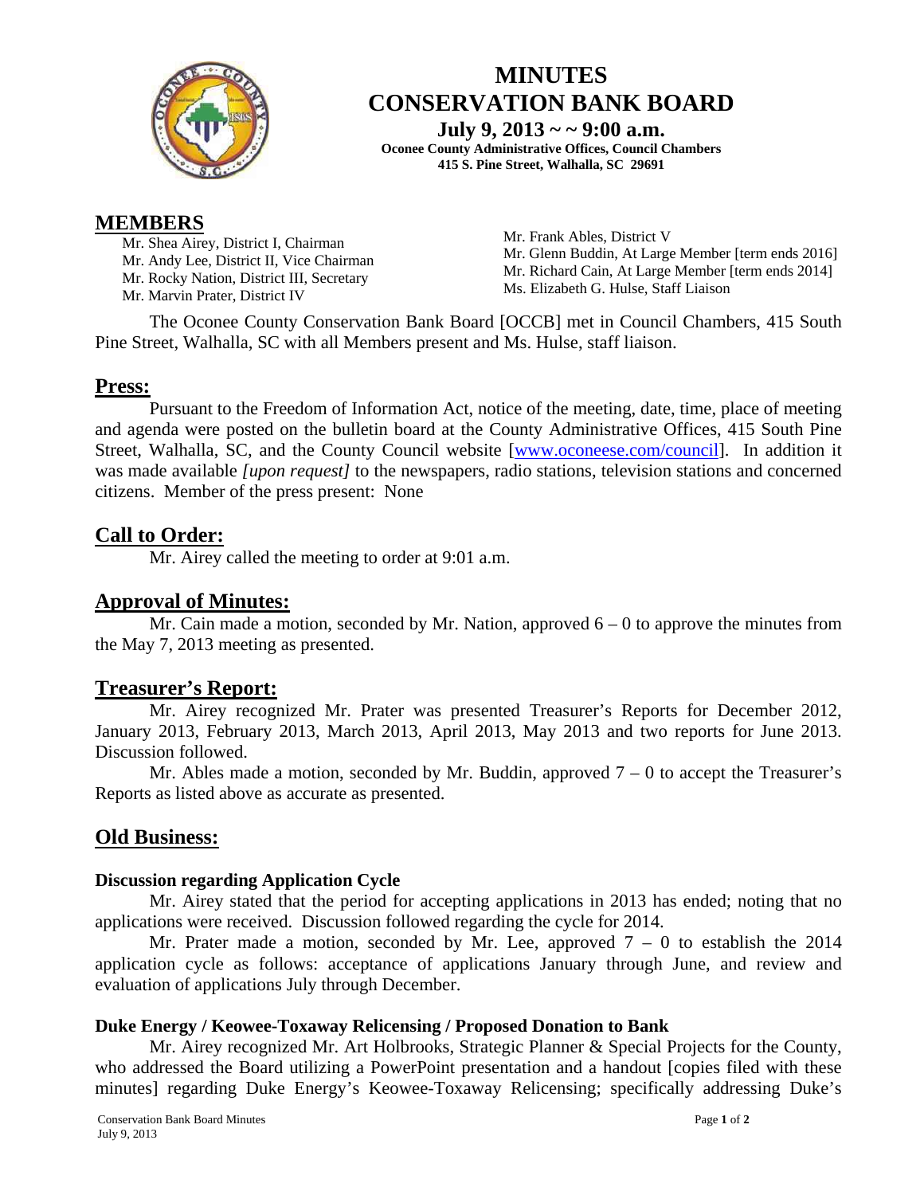# MINUTES
# CONSERVATION BANK BOARD

**July 9, 2013 ~ ~ 9:00 a.m.**
**Oconee County Administrative Offices, Council Chambers**
**415 S. Pine Street, Walhalla, SC 29691**

## MEMBERS

Mr. Shea Airey, District I, Chairman
Mr. Andy Lee, District II, Vice Chairman
Mr. Rocky Nation, District III, Secretary
Mr. Marvin Prater, District IV
Mr. Frank Ables, District V
Mr. Glenn Buddin, At Large Member [term ends 2016]
Mr. Richard Cain, At Large Member [term ends 2014]
Ms. Elizabeth G. Hulse, Staff Liaison

The Oconee County Conservation Bank Board [OCCB] met in Council Chambers, 415 South Pine Street, Walhalla, SC with all Members present and Ms. Hulse, staff liaison.

## Press:

Pursuant to the Freedom of Information Act, notice of the meeting, date, time, place of meeting and agenda were posted on the bulletin board at the County Administrative Offices, 415 South Pine Street, Walhalla, SC, and the County Council website [www.oconeese.com/council]. In addition it was made available *[upon request]* to the newspapers, radio stations, television stations and concerned citizens. Member of the press present: None

## Call to Order:

Mr. Airey called the meeting to order at 9:01 a.m.

## Approval of Minutes:

Mr. Cain made a motion, seconded by Mr. Nation, approved 6 – 0 to approve the minutes from the May 7, 2013 meeting as presented.

## Treasurer's Report:

Mr. Airey recognized Mr. Prater was presented Treasurer's Reports for December 2012, January 2013, February 2013, March 2013, April 2013, May 2013 and two reports for June 2013. Discussion followed.

Mr. Ables made a motion, seconded by Mr. Buddin, approved 7 – 0 to accept the Treasurer's Reports as listed above as accurate as presented.

## Old Business:

### Discussion regarding Application Cycle

Mr. Airey stated that the period for accepting applications in 2013 has ended; noting that no applications were received. Discussion followed regarding the cycle for 2014.

Mr. Prater made a motion, seconded by Mr. Lee, approved 7 – 0 to establish the 2014 application cycle as follows: acceptance of applications January through June, and review and evaluation of applications July through December.

### Duke Energy / Keowee-Toxaway Relicensing / Proposed Donation to Bank

Mr. Airey recognized Mr. Art Holbrooks, Strategic Planner & Special Projects for the County, who addressed the Board utilizing a PowerPoint presentation and a handout [copies filed with these minutes] regarding Duke Energy's Keowee-Toxaway Relicensing; specifically addressing Duke's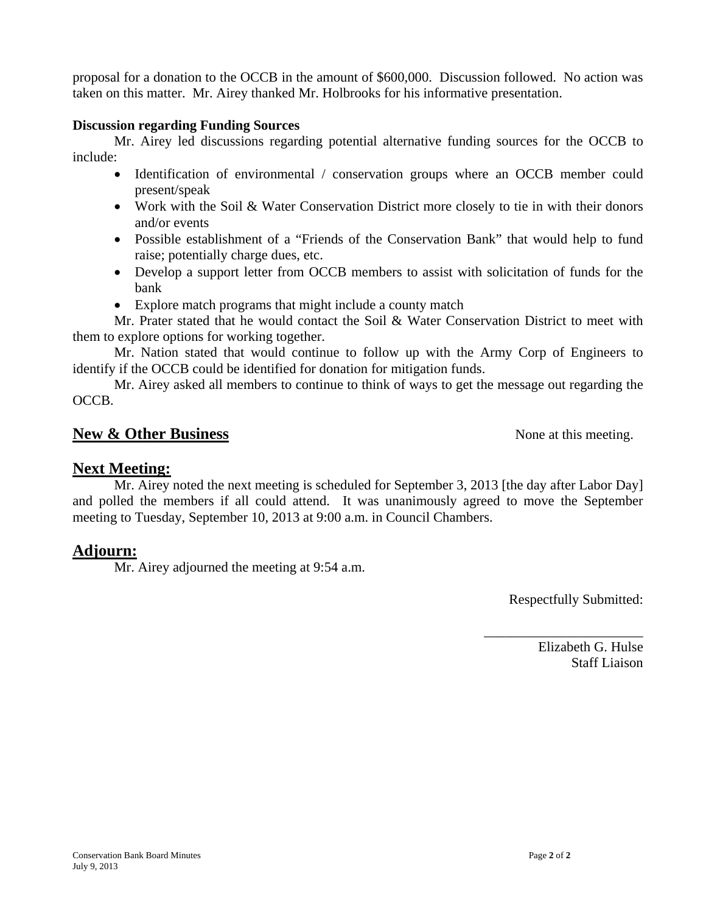proposal for a donation to the OCCB in the amount of $600,000. Discussion followed. No action was taken on this matter. Mr. Airey thanked Mr. Holbrooks for his informative presentation.

**Discussion regarding Funding Sources**

Mr. Airey led discussions regarding potential alternative funding sources for the OCCB to include:

- Identification of environmental / conservation groups where an OCCB member could present/speak
- Work with the Soil & Water Conservation District more closely to tie in with their donors and/or events
- Possible establishment of a "Friends of the Conservation Bank" that would help to fund raise; potentially charge dues, etc.
- Develop a support letter from OCCB members to assist with solicitation of funds for the bank
- Explore match programs that might include a county match

Mr. Prater stated that he would contact the Soil & Water Conservation District to meet with them to explore options for working together.

Mr. Nation stated that would continue to follow up with the Army Corp of Engineers to identify if the OCCB could be identified for donation for mitigation funds.

Mr. Airey asked all members to continue to think of ways to get the message out regarding the OCCB.

## New & Other Business

None at this meeting.

## Next Meeting:

Mr. Airey noted the next meeting is scheduled for September 3, 2013 [the day after Labor Day] and polled the members if all could attend. It was unanimously agreed to move the September meeting to Tuesday, September 10, 2013 at 9:00 a.m. in Council Chambers.

## Adjourn:

Mr. Airey adjourned the meeting at 9:54 a.m.

Respectfully Submitted:

\_\_\_\_\_\_\_\_\_\_\_\_\_\_\_\_\_\_\_\_\_\_\_

Elizabeth G. Hulse
Staff Liaison